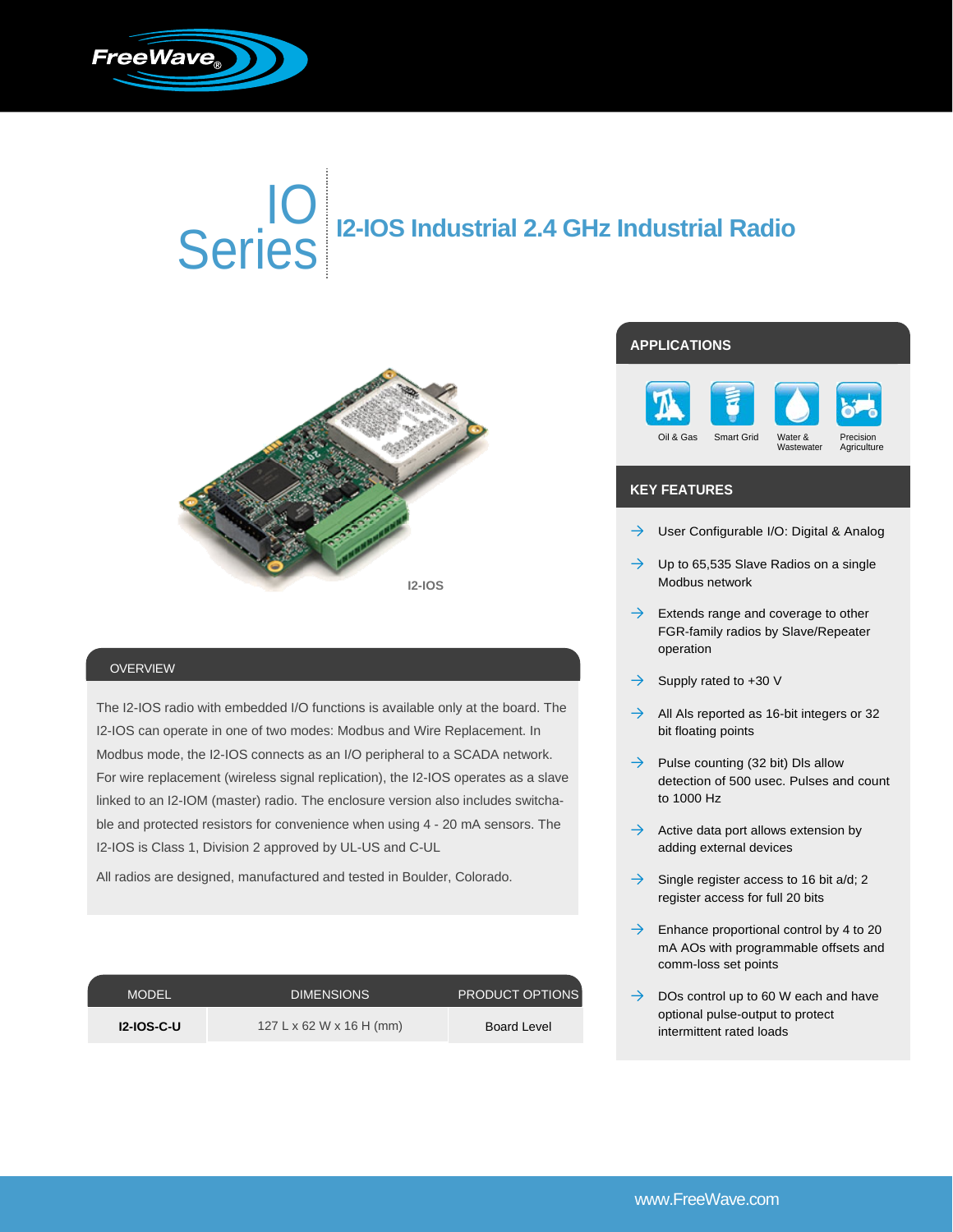FreeWave

# IO Series

## I2-IOS Industrial 2.4 GHz Industrial Radio

I2-IOS

## OVERVIEW

The I2-IOS radio with embedded I/O functions is available only at the board. The I2-IOS can operate in one of two modes: Modbus and Wire Replacement. In Modbus mode, the I2-IOS connects as an I/O peripheral to a SCADA network. For wire replacement (wireless signal replication), the I2-IOS operates as a slave linked to an I2-IOM (master) radio. The enclosure version also includes switchable and protected resistors for convenience when using 4 - 20 mA sensors. The I2-IOS is Class 1, Division 2 approved by UL-US and C-UL

All radios are designed, manufactured and tested in Boulder, Colorado.

| MODEL | DIMENSIONS | PRODUCT OPTIONS |
|---|---|---|
| **I2-IOS-C-U** | 127 L x 62 W x 16 H (mm) | Board Level |

## APPLICATIONS

- Oil & Gas
- Smart Grid
- Water & Wastewater
- Precision Agriculture

## KEY FEATURES

- User Configurable I/O: Digital & Analog
- Up to 65,535 Slave Radios on a single Modbus network
- Extends range and coverage to other FGR-family radios by Slave/Repeater operation
- Supply rated to +30 V
- All AIs reported as 16-bit integers or 32 bit floating points
- Pulse counting (32 bit) DIs allow detection of 500 usec. Pulses and count to 1000 Hz
- Active data port allows extension by adding external devices
- Single register access to 16 bit a/d; 2 register access for full 20 bits
- Enhance proportional control by 4 to 20 mA AOs with programmable offsets and comm-loss set points
- DOs control up to 60 W each and have optional pulse-output to protect intermittent rated loads

www.FreeWave.com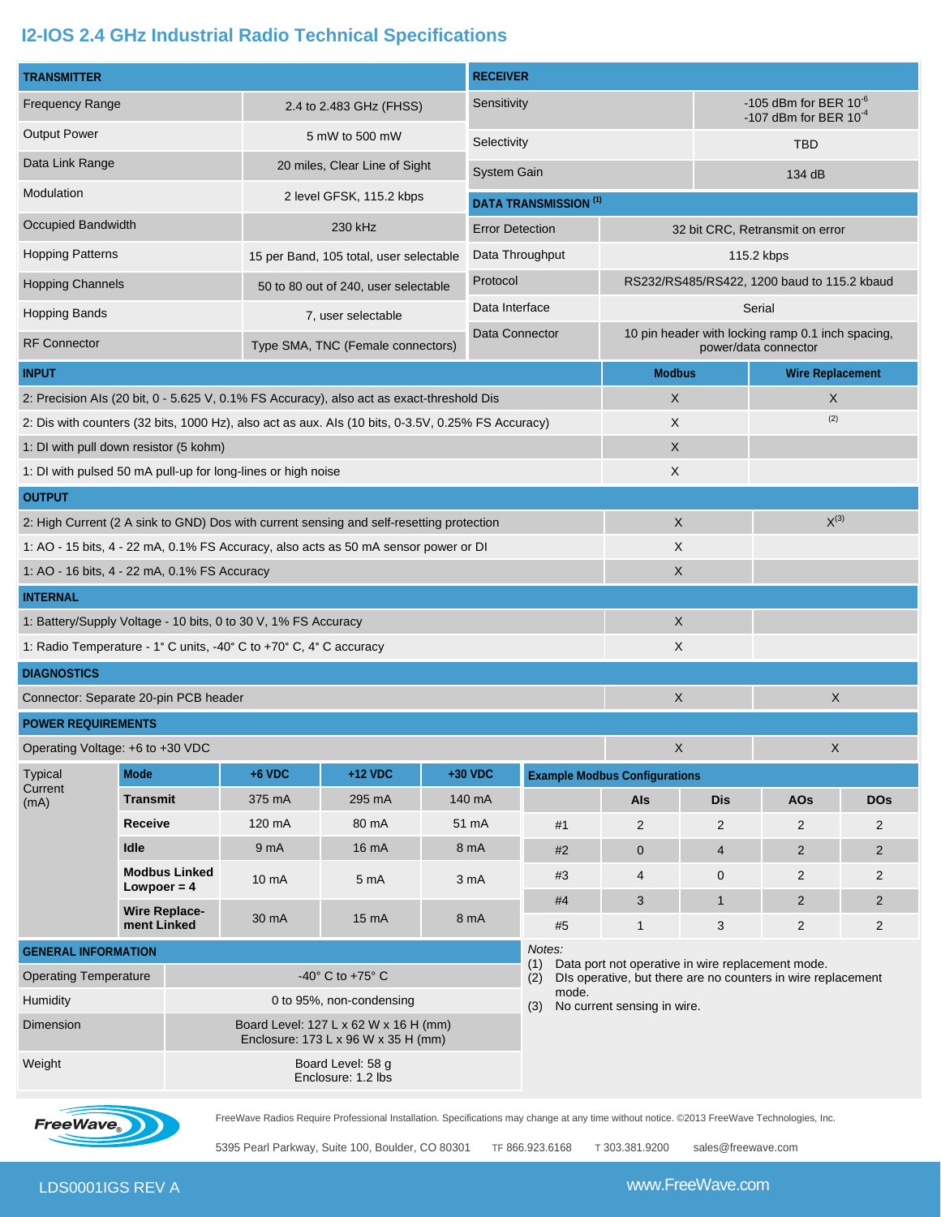# I2-IOS 2.4 GHz Industrial Radio Technical Specifications

| TRANSMITTER | |
|---|---|
| Frequency Range | 2.4 to 2.483 GHz (FHSS) |
| Output Power | 5 mW to 500 mW |
| Data Link Range | 20 miles, Clear Line of Sight |
| Modulation | 2 level GFSK, 115.2 kbps |
| Occupied Bandwidth | 230 kHz |
| Hopping Patterns | 15 per Band, 105 total, user selectable |
| Hopping Channels | 50 to 80 out of 240, user selectable |
| Hopping Bands | 7, user selectable |
| RF Connector | Type SMA, TNC (Female connectors) |

| RECEIVER | |
|---|---|
| Sensitivity | -105 dBm for BER $10^{-6}$<br>-107 dBm for BER $10^{-4}$ |
| Selectivity | TBD |
| System Gain | 134 dB |

| DATA TRANSMISSION (1) | |
|---|---|
| Error Detection | 32 bit CRC, Retransmit on error |
| Data Throughput | 115.2 kbps |
| Protocol | RS232/RS485/RS422, 1200 baud to 115.2 kbaud |
| Data Interface | Serial |
| Data Connector | 10 pin header with locking ramp 0.1 inch spacing, power/data connector |

| | Modbus | Wire Replacement |
|---|---|---|
| **INPUT** | | |
| 2: Precision AIs (20 bit, 0 - 5.625 V, 0.1% FS Accuracy), also act as exact-threshold Dis | X | X |
| 2: Dis with counters (32 bits, 1000 Hz), also act as aux. AIs (10 bits, 0-3.5V, 0.25% FS Accuracy) | X | (2) |
| 1: DI with pull down resistor (5 kohm) | X | |
| 1: DI with pulsed 50 mA pull-up for long-lines or high noise | X | |
| **OUTPUT** | | |
| 2: High Current (2 A sink to GND) Dos with current sensing and self-resetting protection | X | X(3) |
| 1: AO - 15 bits, 4 - 22 mA, 0.1% FS Accuracy, also acts as 50 mA sensor power or DI | X | |
| 1: AO - 16 bits, 4 - 22 mA, 0.1% FS Accuracy | X | |
| **INTERNAL** | | |
| 1: Battery/Supply Voltage - 10 bits, 0 to 30 V, 1% FS Accuracy | X | |
| 1: Radio Temperature - 1° C units, -40° C to +70° C, 4° C accuracy | X | |
| **DIAGNOSTICS** | | |
| Connector: Separate 20-pin PCB header | X | X |
| **POWER REQUIREMENTS** | | |
| Operating Voltage: +6 to +30 VDC | X | X |

| Typical Current (mA) | Mode | +6 VDC | +12 VDC | +30 VDC |
|---|---|---|---|---|
| | **Transmit** | 375 mA | 295 mA | 140 mA |
| | **Receive** | 120 mA | 80 mA | 51 mA |
| | **Idle** | 9 mA | 16 mA | 8 mA |
| | **Modbus Linked Lowpoer = 4** | 10 mA | 5 mA | 3 mA |
| | **Wire Replace-ment Linked** | 30 mA | 15 mA | 8 mA |

**Example Modbus Configurations**

| | AIs | Dis | AOs | DOs |
|---|---|---|---|---|
| #1 | 2 | 2 | 2 | 2 |
| #2 | 0 | 4 | 2 | 2 |
| #3 | 4 | 0 | 2 | 2 |
| #4 | 3 | 1 | 2 | 2 |
| #5 | 1 | 3 | 2 | 2 |

| GENERAL INFORMATION | |
|---|---|
| Operating Temperature | -40° C to +75° C |
| Humidity | 0 to 95%, non-condensing |
| Dimension | Board Level: 127 L x 62 W x 16 H (mm)<br>Enclosure: 173 L x 96 W x 35 H (mm) |
| Weight | Board Level: 58 g<br>Enclosure: 1.2 lbs |

*Notes:*

(1) Data port not operative in wire replacement mode.
(2) DIs operative, but there are no counters in wire replacement mode.
(3) No current sensing in wire.

FreeWave Radios Require Professional Installation. Specifications may change at any time without notice. ©2013 FreeWave Technologies, Inc.

5395 Pearl Parkway, Suite 100, Boulder, CO 80301 TF 866.923.6168 T 303.381.9200 sales@freewave.com

LDS0001IGS REV A www.FreeWave.com